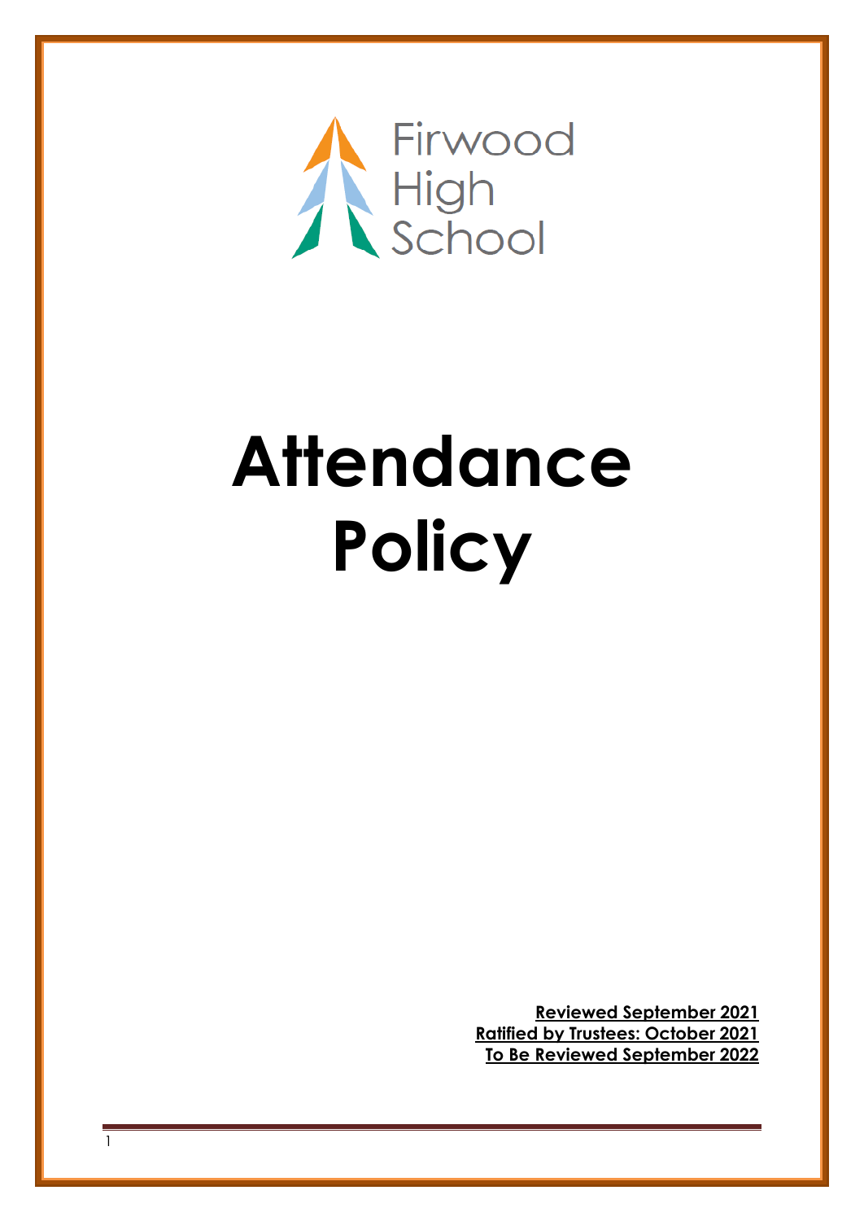Firwood
High
School

# Attendance Policy

**Reviewed September 2021**
**Ratified by Trustees: October 2021**
**To Be Reviewed September 2022**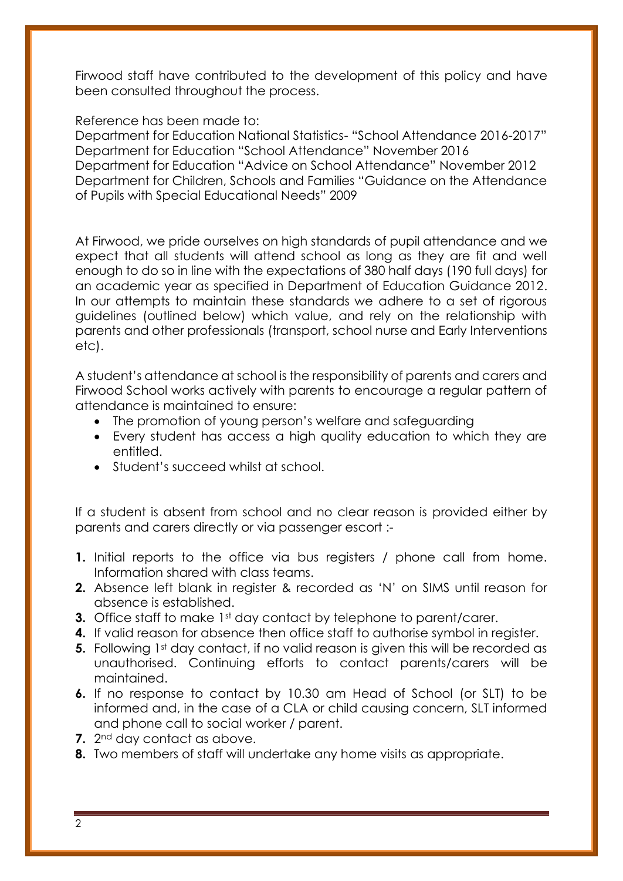Firwood staff have contributed to the development of this policy and have been consulted throughout the process.

Reference has been made to:
Department for Education National Statistics- "School Attendance 2016-2017"
Department for Education "School Attendance" November 2016
Department for Education "Advice on School Attendance" November 2012
Department for Children, Schools and Families "Guidance on the Attendance of Pupils with Special Educational Needs" 2009

At Firwood, we pride ourselves on high standards of pupil attendance and we expect that all students will attend school as long as they are fit and well enough to do so in line with the expectations of 380 half days (190 full days) for an academic year as specified in Department of Education Guidance 2012. In our attempts to maintain these standards we adhere to a set of rigorous guidelines (outlined below) which value, and rely on the relationship with parents and other professionals (transport, school nurse and Early Interventions etc).

A student's attendance at school is the responsibility of parents and carers and Firwood School works actively with parents to encourage a regular pattern of attendance is maintained to ensure:

- The promotion of young person's welfare and safeguarding
- Every student has access a high quality education to which they are entitled.
- Student's succeed whilst at school.

If a student is absent from school and no clear reason is provided either by parents and carers directly or via passenger escort :-

1. Initial reports to the office via bus registers / phone call from home. Information shared with class teams.
2. Absence left blank in register & recorded as 'N' on SIMS until reason for absence is established.
3. Office staff to make 1st day contact by telephone to parent/carer.
4. If valid reason for absence then office staff to authorise symbol in register.
5. Following 1st day contact, if no valid reason is given this will be recorded as unauthorised. Continuing efforts to contact parents/carers will be maintained.
6. If no response to contact by 10.30 am Head of School (or SLT) to be informed and, in the case of a CLA or child causing concern, SLT informed and phone call to social worker / parent.
7. 2nd day contact as above.
8. Two members of staff will undertake any home visits as appropriate.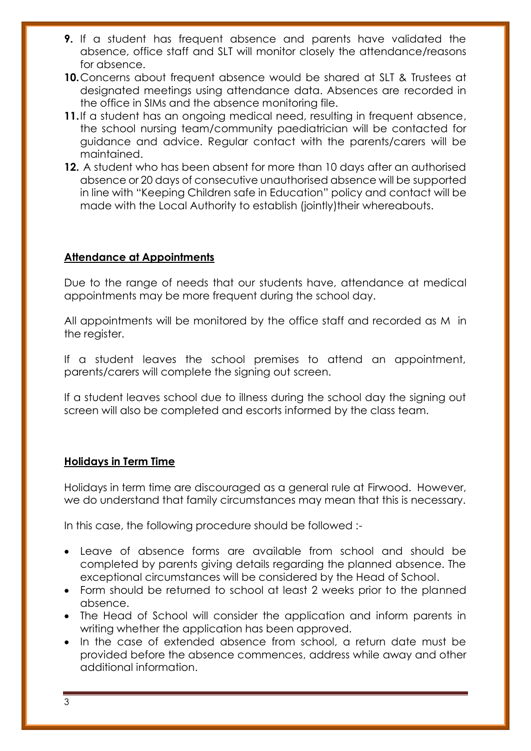9. If a student has frequent absence and parents have validated the absence, office staff and SLT will monitor closely the attendance/reasons for absence.
10. Concerns about frequent absence would be shared at SLT & Trustees at designated meetings using attendance data. Absences are recorded in the office in SIMs and the absence monitoring file.
11. If a student has an ongoing medical need, resulting in frequent absence, the school nursing team/community paediatrician will be contacted for guidance and advice. Regular contact with the parents/carers will be maintained.
12. A student who has been absent for more than 10 days after an authorised absence or 20 days of consecutive unauthorised absence will be supported in line with "Keeping Children safe in Education" policy and contact will be made with the Local Authority to establish (jointly)their whereabouts.

## Attendance at Appointments

Due to the range of needs that our students have, attendance at medical appointments may be more frequent during the school day.

All appointments will be monitored by the office staff and recorded as M in the register.

If a student leaves the school premises to attend an appointment, parents/carers will complete the signing out screen.

If a student leaves school due to illness during the school day the signing out screen will also be completed and escorts informed by the class team.

## Holidays in Term Time

Holidays in term time are discouraged as a general rule at Firwood. However, we do understand that family circumstances may mean that this is necessary.

In this case, the following procedure should be followed :-

- Leave of absence forms are available from school and should be completed by parents giving details regarding the planned absence. The exceptional circumstances will be considered by the Head of School.
- Form should be returned to school at least 2 weeks prior to the planned absence.
- The Head of School will consider the application and inform parents in writing whether the application has been approved.
- In the case of extended absence from school, a return date must be provided before the absence commences, address while away and other additional information.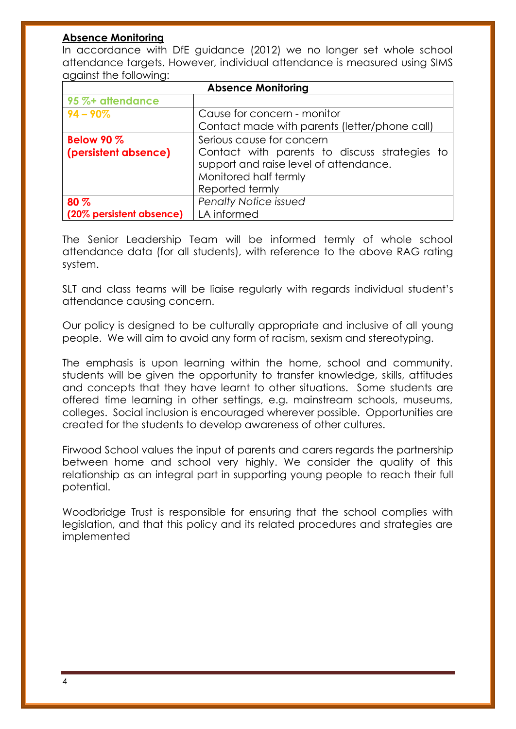**Absence Monitoring**

In accordance with DfE guidance (2012) we no longer set whole school attendance targets. However, individual attendance is measured using SIMS against the following:

| Absence Monitoring | |
|---|---|
| **95 %+ attendance** | |
| **94 – 90%** | Cause for concern - monitor<br>Contact made with parents (letter/phone call) |
| **Below 90 %<br>(persistent absence)** | Serious cause for concern<br>Contact with parents to discuss strategies to support and raise level of attendance.<br>Monitored half termly<br>Reported termly |
| **80 %<br>(20% persistent absence)** | *Penalty Notice issued*<br>LA informed |

The Senior Leadership Team will be informed termly of whole school attendance data (for all students), with reference to the above RAG rating system.

SLT and class teams will be liaise regularly with regards individual student's attendance causing concern.

Our policy is designed to be culturally appropriate and inclusive of all young people. We will aim to avoid any form of racism, sexism and stereotyping.

The emphasis is upon learning within the home, school and community. students will be given the opportunity to transfer knowledge, skills, attitudes and concepts that they have learnt to other situations. Some students are offered time learning in other settings, e.g. mainstream schools, museums, colleges. Social inclusion is encouraged wherever possible. Opportunities are created for the students to develop awareness of other cultures.

Firwood School values the input of parents and carers regards the partnership between home and school very highly. We consider the quality of this relationship as an integral part in supporting young people to reach their full potential.

Woodbridge Trust is responsible for ensuring that the school complies with legislation, and that this policy and its related procedures and strategies are implemented